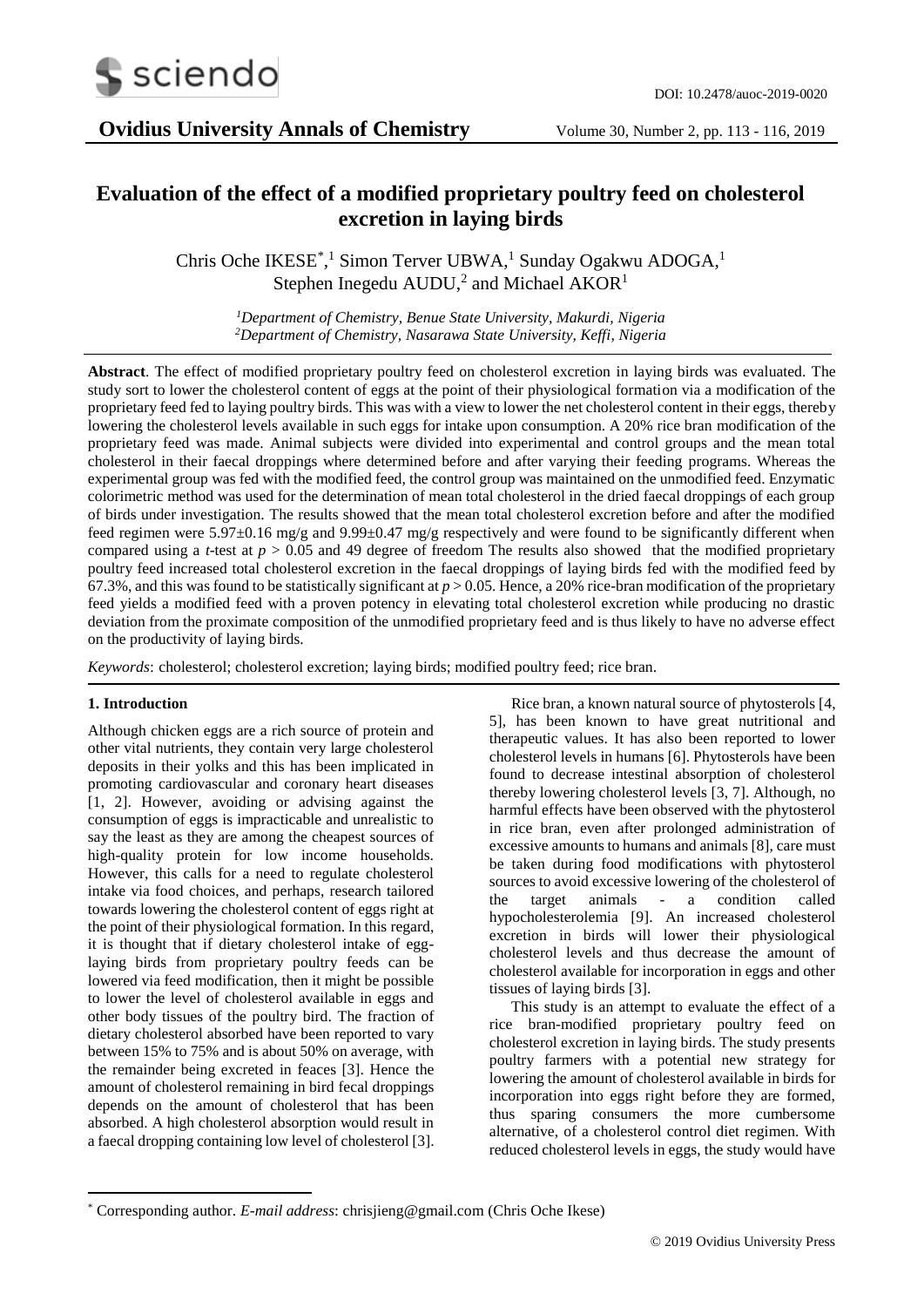# Evaluation of the effect of a modified proprietary poultry feed on cholesterol excretion in laying birds

Chris Oche IKESE*,[1] Simon Terver UBWA,[1] Sunday Ogakwu ADOGA,[1] Stephen Inegedu AUDU,[2] and Michael AKOR[1]

[1]*Department of Chemistry, Benue State University, Makurdi, Nigeria*
[2]*Department of Chemistry, Nasarawa State University, Keffi, Nigeria*

**Abstract**. The effect of modified proprietary poultry feed on cholesterol excretion in laying birds was evaluated. The study sort to lower the cholesterol content of eggs at the point of their physiological formation via a modification of the proprietary feed fed to laying poultry birds. This was with a view to lower the net cholesterol content in their eggs, thereby lowering the cholesterol levels available in such eggs for intake upon consumption. A 20% rice bran modification of the proprietary feed was made. Animal subjects were divided into experimental and control groups and the mean total cholesterol in their faecal droppings where determined before and after varying their feeding programs. Whereas the experimental group was fed with the modified feed, the control group was maintained on the unmodified feed. Enzymatic colorimetric method was used for the determination of mean total cholesterol in the dried faecal droppings of each group of birds under investigation. The results showed that the mean total cholesterol excretion before and after the modified feed regimen were 5.97±0.16 mg/g and 9.99±0.47 mg/g respectively and were found to be significantly different when compared using a *t*-test at $p > 0.05$ and 49 degree of freedom The results also showed that the modified proprietary poultry feed increased total cholesterol excretion in the faecal droppings of laying birds fed with the modified feed by 67.3%, and this was found to be statistically significant at $p > 0.05$. Hence, a 20% rice-bran modification of the proprietary feed yields a modified feed with a proven potency in elevating total cholesterol excretion while producing no drastic deviation from the proximate composition of the unmodified proprietary feed and is thus likely to have no adverse effect on the productivity of laying birds.

*Keywords*: cholesterol; cholesterol excretion; laying birds; modified poultry feed; rice bran.

## 1. Introduction

Although chicken eggs are a rich source of protein and other vital nutrients, they contain very large cholesterol deposits in their yolks and this has been implicated in promoting cardiovascular and coronary heart diseases [1, 2]. However, avoiding or advising against the consumption of eggs is impracticable and unrealistic to say the least as they are among the cheapest sources of high-quality protein for low income households. However, this calls for a need to regulate cholesterol intake via food choices, and perhaps, research tailored towards lowering the cholesterol content of eggs right at the point of their physiological formation. In this regard, it is thought that if dietary cholesterol intake of egg-laying birds from proprietary poultry feeds can be lowered via feed modification, then it might be possible to lower the level of cholesterol available in eggs and other body tissues of the poultry bird. The fraction of dietary cholesterol absorbed have been reported to vary between 15% to 75% and is about 50% on average, with the remainder being excreted in feaces [3]. Hence the amount of cholesterol remaining in bird fecal droppings depends on the amount of cholesterol that has been absorbed. A high cholesterol absorption would result in a faecal dropping containing low level of cholesterol [3].

Rice bran, a known natural source of phytosterols [4, 5], has been known to have great nutritional and therapeutic values. It has also been reported to lower cholesterol levels in humans [6]. Phytosterols have been found to decrease intestinal absorption of cholesterol thereby lowering cholesterol levels [3, 7]. Although, no harmful effects have been observed with the phytosterol in rice bran, even after prolonged administration of excessive amounts to humans and animals [8], care must be taken during food modifications with phytosterol sources to avoid excessive lowering of the cholesterol of the target animals - a condition called hypocholesterolemia [9]. An increased cholesterol excretion in birds will lower their physiological cholesterol levels and thus decrease the amount of cholesterol available for incorporation in eggs and other tissues of laying birds [3].

This study is an attempt to evaluate the effect of a rice bran-modified proprietary poultry feed on cholesterol excretion in laying birds. The study presents poultry farmers with a potential new strategy for lowering the amount of cholesterol available in birds for incorporation into eggs right before they are formed, thus sparing consumers the more cumbersome alternative, of a cholesterol control diet regimen. With reduced cholesterol levels in eggs, the study would have

* Corresponding author. *E-mail address*: chrisjieng@gmail.com (Chris Oche Ikese)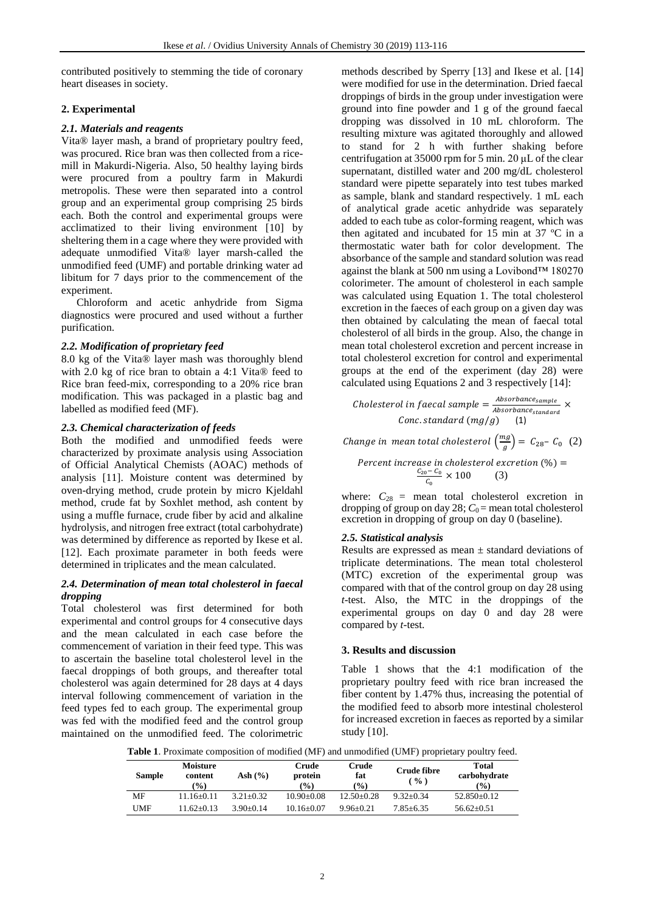contributed positively to stemming the tide of coronary heart diseases in society.

## 2. Experimental

### *2.1. Materials and reagents*

Vita® layer mash, a brand of proprietary poultry feed, was procured. Rice bran was then collected from a rice-mill in Makurdi-Nigeria. Also, 50 healthy laying birds were procured from a poultry farm in Makurdi metropolis. These were then separated into a control group and an experimental group comprising 25 birds each. Both the control and experimental groups were acclimatized to their living environment [10] by sheltering them in a cage where they were provided with adequate unmodified Vita® layer marsh-called the unmodified feed (UMF) and portable drinking water ad libitum for 7 days prior to the commencement of the experiment.

Chloroform and acetic anhydride from Sigma diagnostics were procured and used without a further purification.

### *2.2. Modification of proprietary feed*

8.0 kg of the Vita® layer mash was thoroughly blend with 2.0 kg of rice bran to obtain a 4:1 Vita® feed to Rice bran feed-mix, corresponding to a 20% rice bran modification. This was packaged in a plastic bag and labelled as modified feed (MF).

### *2.3. Chemical characterization of feeds*

Both the modified and unmodified feeds were characterized by proximate analysis using Association of Official Analytical Chemists (AOAC) methods of analysis [11]. Moisture content was determined by oven-drying method, crude protein by micro Kjeldahl method, crude fat by Soxhlet method, ash content by using a muffle furnace, crude fiber by acid and alkaline hydrolysis, and nitrogen free extract (total carbohydrate) was determined by difference as reported by Ikese et al. [12]. Each proximate parameter in both feeds were determined in triplicates and the mean calculated.

### *2.4. Determination of mean total cholesterol in faecal dropping*

Total cholesterol was first determined for both experimental and control groups for 4 consecutive days and the mean calculated in each case before the commencement of variation in their feed type. This was to ascertain the baseline total cholesterol level in the faecal droppings of both groups, and thereafter total cholesterol was again determined for 28 days at 4 days interval following commencement of variation in the feed types fed to each group. The experimental group was fed with the modified feed and the control group maintained on the unmodified feed. The colorimetric methods described by Sperry [13] and Ikese et al. [14] were modified for use in the determination. Dried faecal droppings of birds in the group under investigation were ground into fine powder and 1 g of the ground faecal dropping was dissolved in 10 mL chloroform. The resulting mixture was agitated thoroughly and allowed to stand for 2 h with further shaking before centrifugation at 35000 rpm for 5 min. 20 μL of the clear supernatant, distilled water and 200 mg/dL cholesterol standard were pipette separately into test tubes marked as sample, blank and standard respectively. 1 mL each of analytical grade acetic anhydride was separately added to each tube as color-forming reagent, which was then agitated and incubated for 15 min at 37 ºC in a thermostatic water bath for color development. The absorbance of the sample and standard solution was read against the blank at 500 nm using a Lovibond™ 180270 colorimeter. The amount of cholesterol in each sample was calculated using Equation 1. The total cholesterol excretion in the faeces of each group on a given day was then obtained by calculating the mean of faecal total cholesterol of all birds in the group. Also, the change in mean total cholesterol excretion and percent increase in total cholesterol excretion for control and experimental groups at the end of the experiment (day 28) were calculated using Equations 2 and 3 respectively [14]:

$$Cholesterol\ in\ faecal\ sample = \frac{Absorbance_{sample}}{Absorbance_{standard}} \times Conc.\ standard\ (mg/g) \quad (1)$$

$$Change\ in\ mean\ total\ cholesterol\ \left(\frac{mg}{g}\right) = C_{28} - C_0 \quad (2)$$

$$Percent\ increase\ in\ cholesterol\ excretion\ (\%) = \frac{C_{20} - C_0}{C_0} \times 100 \quad (3)$$

where: $C_{28}$ = mean total cholesterol excretion in dropping of group on day 28; $C_0$ = mean total cholesterol excretion in dropping of group on day 0 (baseline).

### *2.5. Statistical analysis*

Results are expressed as mean ± standard deviations of triplicate determinations. The mean total cholesterol (MTC) excretion of the experimental group was compared with that of the control group on day 28 using *t*-test. Also, the MTC in the droppings of the experimental groups on day 0 and day 28 were compared by *t*-test.

## 3. Results and discussion

Table 1 shows that the 4:1 modification of the proprietary poultry feed with rice bran increased the fiber content by 1.47% thus, increasing the potential of the modified feed to absorb more intestinal cholesterol for increased excretion in faeces as reported by a similar study [10].

**Table 1**. Proximate composition of modified (MF) and unmodified (UMF) proprietary poultry feed.

| Sample | Moisture content (%) | Ash (%) | Crude protein (%) | Crude fat (%) | Crude fibre ( % ) | Total carbohydrate (%) |
|---|---|---|---|---|---|---|
| MF | 11.16±0.11 | 3.21±0.32 | 10.90±0.08 | 12.50±0.28 | 9.32±0.34 | 52.850±0.12 |
| UMF | 11.62±0.13 | 3.90±0.14 | 10.16±0.07 | 9.96±0.21 | 7.85±6.35 | 56.62±0.51 |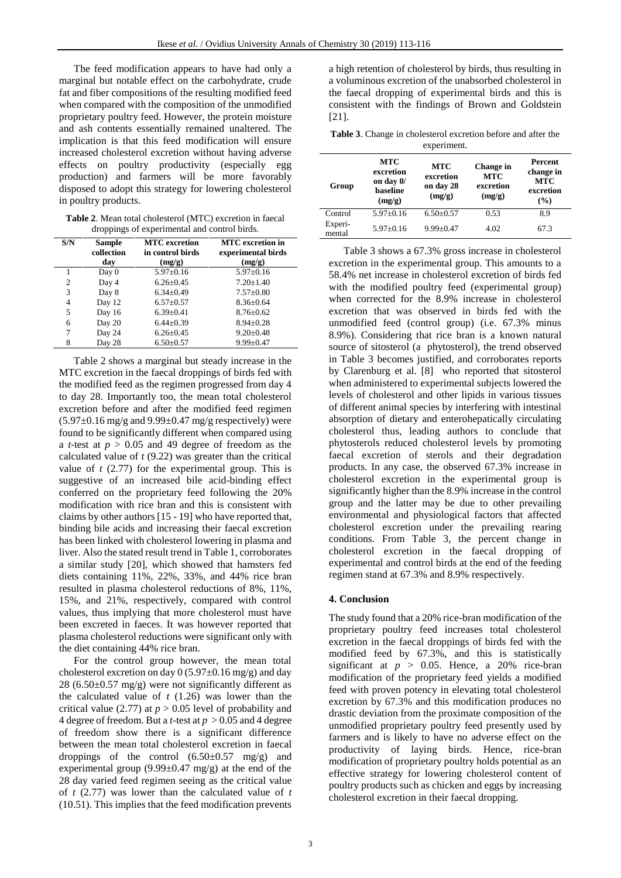The feed modification appears to have had only a marginal but notable effect on the carbohydrate, crude fat and fiber compositions of the resulting modified feed when compared with the composition of the unmodified proprietary poultry feed. However, the protein moisture and ash contents essentially remained unaltered. The implication is that this feed modification will ensure increased cholesterol excretion without having adverse effects on poultry productivity (especially egg production) and farmers will be more favorably disposed to adopt this strategy for lowering cholesterol in poultry products.

**Table 2**. Mean total cholesterol (MTC) excretion in faecal droppings of experimental and control birds.

| S/N | Sample collection day | MTC excretion in control birds (mg/g) | MTC excretion in experimental birds (mg/g) |
|---|---|---|---|
| 1 | Day 0 | 5.97±0.16 | 5.97±0.16 |
| 2 | Day 4 | 6.26±0.45 | 7.20±1.40 |
| 3 | Day 8 | 6.34±0.49 | 7.57±0.80 |
| 4 | Day 12 | 6.57±0.57 | 8.36±0.64 |
| 5 | Day 16 | 6.39±0.41 | 8.76±0.62 |
| 6 | Day 20 | 6.44±0.39 | 8.94±0.28 |
| 7 | Day 24 | 6.26±0.45 | 9.20±0.48 |
| 8 | Day 28 | 6.50±0.57 | 9.99±0.47 |

Table 2 shows a marginal but steady increase in the MTC excretion in the faecal droppings of birds fed with the modified feed as the regimen progressed from day 4 to day 28. Importantly too, the mean total cholesterol excretion before and after the modified feed regimen (5.97±0.16 mg/g and 9.99±0.47 mg/g respectively) were found to be significantly different when compared using a *t*-test at $p > 0.05$ and 49 degree of freedom as the calculated value of *t* (9.22) was greater than the critical value of *t* (2.77) for the experimental group. This is suggestive of an increased bile acid-binding effect conferred on the proprietary feed following the 20% modification with rice bran and this is consistent with claims by other authors [15 - 19] who have reported that, binding bile acids and increasing their faecal excretion has been linked with cholesterol lowering in plasma and liver. Also the stated result trend in Table 1, corroborates a similar study [20], which showed that hamsters fed diets containing 11%, 22%, 33%, and 44% rice bran resulted in plasma cholesterol reductions of 8%, 11%, 15%, and 21%, respectively, compared with control values, thus implying that more cholesterol must have been excreted in faeces. It was however reported that plasma cholesterol reductions were significant only with the diet containing 44% rice bran.

For the control group however, the mean total cholesterol excretion on day 0 (5.97±0.16 mg/g) and day 28 (6.50±0.57 mg/g) were not significantly different as the calculated value of *t* (1.26) was lower than the critical value (2.77) at $p > 0.05$ level of probability and 4 degree of freedom. But a *t*-test at $p > 0.05$ and 4 degree of freedom show there is a significant difference between the mean total cholesterol excretion in faecal droppings of the control (6.50±0.57 mg/g) and experimental group (9.99±0.47 mg/g) at the end of the 28 day varied feed regimen seeing as the critical value of *t* (2.77) was lower than the calculated value of *t* (10.51). This implies that the feed modification prevents a high retention of cholesterol by birds, thus resulting in a voluminous excretion of the unabsorbed cholesterol in the faecal dropping of experimental birds and this is consistent with the findings of Brown and Goldstein [21].

**Table 3**. Change in cholesterol excretion before and after the experiment.

| Group | MTC excretion on day 0/ baseline (mg/g) | MTC excretion on day 28 (mg/g) | Change in MTC excretion (mg/g) | Percent change in MTC excretion (%) |
|---|---|---|---|---|
| Control | 5.97±0.16 | 6.50±0.57 | 0.53 | 8.9 |
| Experi-mental | 5.97±0.16 | 9.99±0.47 | 4.02 | 67.3 |

Table 3 shows a 67.3% gross increase in cholesterol excretion in the experimental group. This amounts to a 58.4% net increase in cholesterol excretion of birds fed with the modified poultry feed (experimental group) when corrected for the 8.9% increase in cholesterol excretion that was observed in birds fed with the unmodified feed (control group) (i.e. 67.3% minus 8.9%). Considering that rice bran is a known natural source of sitosterol (a phytosterol), the trend observed in Table 3 becomes justified, and corroborates reports by Clarenburg et al. [8] who reported that sitosterol when administered to experimental subjects lowered the levels of cholesterol and other lipids in various tissues of different animal species by interfering with intestinal absorption of dietary and enterohepatically circulating cholesterol thus, leading authors to conclude that phytosterols reduced cholesterol levels by promoting faecal excretion of sterols and their degradation products. In any case, the observed 67.3% increase in cholesterol excretion in the experimental group is significantly higher than the 8.9% increase in the control group and the latter may be due to other prevailing environmental and physiological factors that affected cholesterol excretion under the prevailing rearing conditions. From Table 3, the percent change in cholesterol excretion in the faecal dropping of experimental and control birds at the end of the feeding regimen stand at 67.3% and 8.9% respectively.

## 4. Conclusion

The study found that a 20% rice-bran modification of the proprietary poultry feed increases total cholesterol excretion in the faecal droppings of birds fed with the modified feed by 67.3%, and this is statistically significant at $p > 0.05$. Hence, a 20% rice-bran modification of the proprietary feed yields a modified feed with proven potency in elevating total cholesterol excretion by 67.3% and this modification produces no drastic deviation from the proximate composition of the unmodified proprietary poultry feed presently used by farmers and is likely to have no adverse effect on the productivity of laying birds. Hence, rice-bran modification of proprietary poultry holds potential as an effective strategy for lowering cholesterol content of poultry products such as chicken and eggs by increasing cholesterol excretion in their faecal dropping.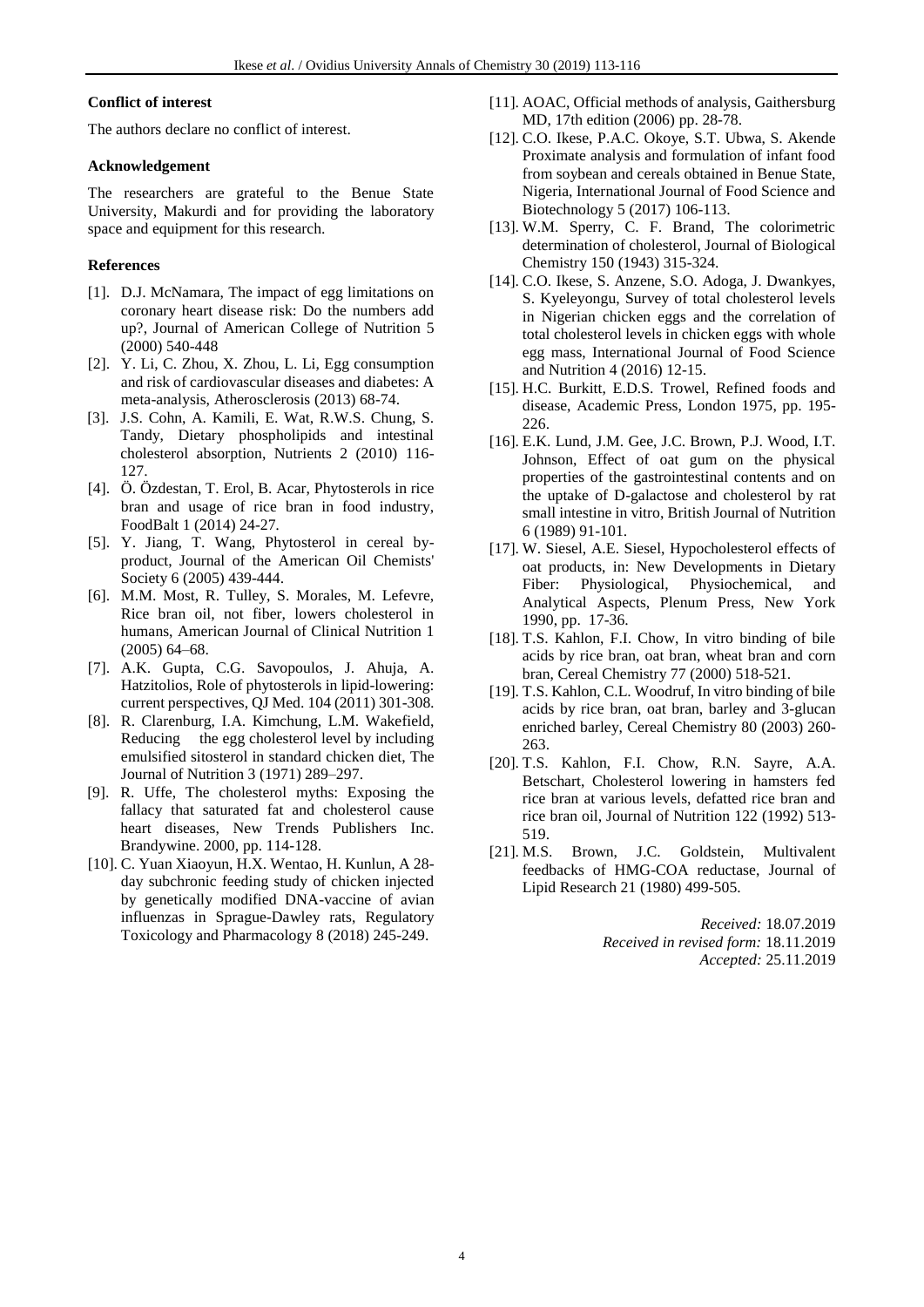**Conflict of interest**

The authors declare no conflict of interest.

**Acknowledgement**

The researchers are grateful to the Benue State University, Makurdi and for providing the laboratory space and equipment for this research.

**References**

[1]. D.J. McNamara, The impact of egg limitations on coronary heart disease risk: Do the numbers add up?, Journal of American College of Nutrition 5 (2000) 540-448

[2]. Y. Li, C. Zhou, X. Zhou, L. Li, Egg consumption and risk of cardiovascular diseases and diabetes: A meta-analysis, Atherosclerosis (2013) 68-74.

[3]. J.S. Cohn, A. Kamili, E. Wat, R.W.S. Chung, S. Tandy, Dietary phospholipids and intestinal cholesterol absorption, Nutrients 2 (2010) 116-127.

[4]. Ö. Özdestan, T. Erol, B. Acar, Phytosterols in rice bran and usage of rice bran in food industry, FoodBalt 1 (2014) 24-27.

[5]. Y. Jiang, T. Wang, Phytosterol in cereal by-product, Journal of the American Oil Chemists' Society 6 (2005) 439-444.

[6]. M.M. Most, R. Tulley, S. Morales, M. Lefevre, Rice bran oil, not fiber, lowers cholesterol in humans, American Journal of Clinical Nutrition 1 (2005) 64–68.

[7]. A.K. Gupta, C.G. Savopoulos, J. Ahuja, A. Hatzitolios, Role of phytosterols in lipid-lowering: current perspectives, QJ Med. 104 (2011) 301-308.

[8]. R. Clarenburg, I.A. Kimchung, L.M. Wakefield, Reducing the egg cholesterol level by including emulsified sitosterol in standard chicken diet, The Journal of Nutrition 3 (1971) 289–297.

[9]. R. Uffe, The cholesterol myths: Exposing the fallacy that saturated fat and cholesterol cause heart diseases, New Trends Publishers Inc. Brandywine. 2000, pp. 114-128.

[10]. C. Yuan Xiaoyun, H.X. Wentao, H. Kunlun, A 28-day subchronic feeding study of chicken injected by genetically modified DNA-vaccine of avian influenzas in Sprague-Dawley rats, Regulatory Toxicology and Pharmacology 8 (2018) 245-249.

[11]. AOAC, Official methods of analysis, Gaithersburg MD, 17th edition (2006) pp. 28-78.

[12]. C.O. Ikese, P.A.C. Okoye, S.T. Ubwa, S. Akende Proximate analysis and formulation of infant food from soybean and cereals obtained in Benue State, Nigeria, International Journal of Food Science and Biotechnology 5 (2017) 106-113.

[13]. W.M. Sperry, C. F. Brand, The colorimetric determination of cholesterol, Journal of Biological Chemistry 150 (1943) 315-324.

[14]. C.O. Ikese, S. Anzene, S.O. Adoga, J. Dwankyes, S. Kyeleyongu, Survey of total cholesterol levels in Nigerian chicken eggs and the correlation of total cholesterol levels in chicken eggs with whole egg mass, International Journal of Food Science and Nutrition 4 (2016) 12-15.

[15]. H.C. Burkitt, E.D.S. Trowel, Refined foods and disease, Academic Press, London 1975, pp. 195-226.

[16]. E.K. Lund, J.M. Gee, J.C. Brown, P.J. Wood, I.T. Johnson, Effect of oat gum on the physical properties of the gastrointestinal contents and on the uptake of D-galactose and cholesterol by rat small intestine in vitro, British Journal of Nutrition 6 (1989) 91-101.

[17]. W. Siesel, A.E. Siesel, Hypocholesterol effects of oat products, in: New Developments in Dietary Fiber: Physiological, Physiochemical, and Analytical Aspects, Plenum Press, New York 1990, pp. 17-36.

[18]. T.S. Kahlon, F.I. Chow, In vitro binding of bile acids by rice bran, oat bran, wheat bran and corn bran, Cereal Chemistry 77 (2000) 518-521.

[19]. T.S. Kahlon, C.L. Woodruf, In vitro binding of bile acids by rice bran, oat bran, barley and 3-glucan enriched barley, Cereal Chemistry 80 (2003) 260-263.

[20]. T.S. Kahlon, F.I. Chow, R.N. Sayre, A.A. Betschart, Cholesterol lowering in hamsters fed rice bran at various levels, defatted rice bran and rice bran oil, Journal of Nutrition 122 (1992) 513-519.

[21]. M.S. Brown, J.C. Goldstein, Multivalent feedbacks of HMG-COA reductase, Journal of Lipid Research 21 (1980) 499-505.

*Received:* 18.07.2019
*Received in revised form:* 18.11.2019
*Accepted:* 25.11.2019